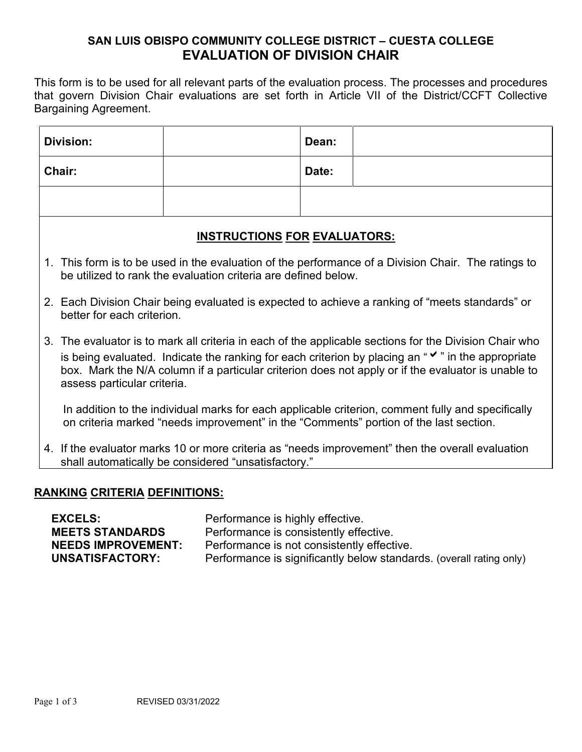**SAN LUIS OBISPO COMMUNITY COLLEGE DISTRICT – CUESTA COLLEGE**

# EVALUATION OF DIVISION CHAIR

This form is to be used for all relevant parts of the evaluation process. The processes and procedures that govern Division Chair evaluations are set forth in Article VII of the District/CCFT Collective Bargaining Agreement.

| **Division:** | | **Dean:** | |
|---|---|---|---|
| **Chair:** | | **Date:** | |
| | | | |

## INSTRUCTIONS FOR EVALUATORS:

1. This form is to be used in the evaluation of the performance of a Division Chair. The ratings to be utilized to rank the evaluation criteria are defined below.
2. Each Division Chair being evaluated is expected to achieve a ranking of "meets standards" or better for each criterion.
3. The evaluator is to mark all criteria in each of the applicable sections for the Division Chair who is being evaluated. Indicate the ranking for each criterion by placing an " ✔ " in the appropriate box. Mark the N/A column if a particular criterion does not apply or if the evaluator is unable to assess particular criteria.

   In addition to the individual marks for each applicable criterion, comment fully and specifically on criteria marked "needs improvement" in the "Comments" portion of the last section.

4. If the evaluator marks 10 or more criteria as "needs improvement" then the overall evaluation shall automatically be considered "unsatisfactory."

## RANKING CRITERIA DEFINITIONS:

| | |
|---|---|
| **EXCELS:** | Performance is highly effective. |
| **MEETS STANDARDS** | Performance is consistently effective. |
| **NEEDS IMPROVEMENT:** | Performance is not consistently effective. |
| **UNSATISFACTORY:** | Performance is significantly below standards. (overall rating only) |

REVISED 03/31/2022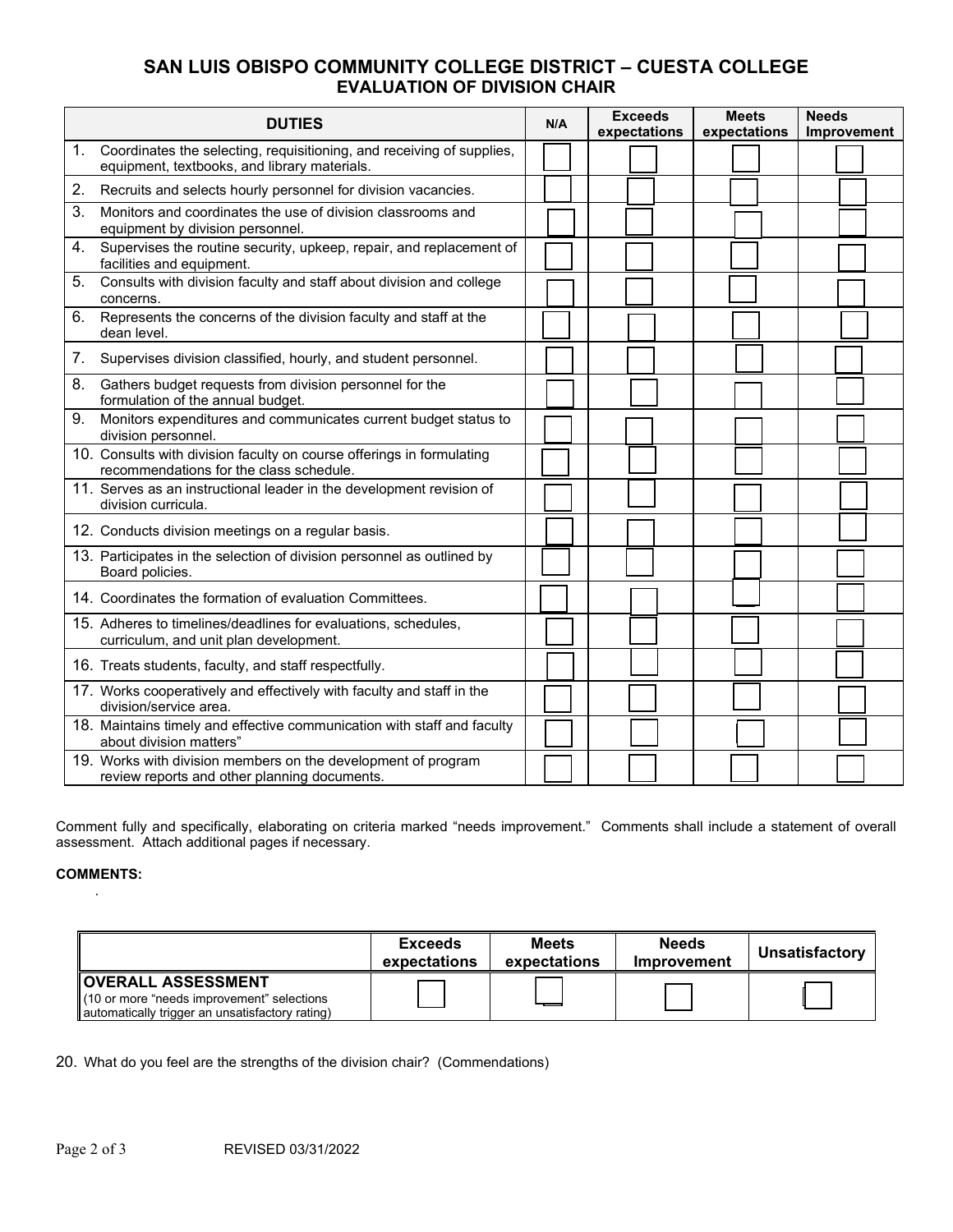## SAN LUIS OBISPO COMMUNITY COLLEGE DISTRICT – CUESTA COLLEGE
## EVALUATION OF DIVISION CHAIR

| DUTIES | N/A | Exceeds expectations | Meets expectations | Needs Improvement |
|---|---|---|---|---|
| 1. Coordinates the selecting, requisitioning, and receiving of supplies, equipment, textbooks, and library materials. | ☐ | ☐ | ☐ | ☐ |
| 2. Recruits and selects hourly personnel for division vacancies. | ☐ | ☐ | ☐ | ☐ |
| 3. Monitors and coordinates the use of division classrooms and equipment by division personnel. | ☐ | ☐ | ☐ | ☐ |
| 4. Supervises the routine security, upkeep, repair, and replacement of facilities and equipment. | ☐ | ☐ | ☐ | ☐ |
| 5. Consults with division faculty and staff about division and college concerns. | ☐ | ☐ | ☐ | ☐ |
| 6. Represents the concerns of the division faculty and staff at the dean level. | ☐ | ☐ | ☐ | ☐ |
| 7. Supervises division classified, hourly, and student personnel. | ☐ | ☐ | ☐ | ☐ |
| 8. Gathers budget requests from division personnel for the formulation of the annual budget. | ☐ | ☐ | ☐ | ☐ |
| 9. Monitors expenditures and communicates current budget status to division personnel. | ☐ | ☐ | ☐ | ☐ |
| 10. Consults with division faculty on course offerings in formulating recommendations for the class schedule. | ☐ | ☐ | ☐ | ☐ |
| 11. Serves as an instructional leader in the development revision of division curricula. | ☐ | ☐ | ☐ | ☐ |
| 12. Conducts division meetings on a regular basis. | ☐ | ☐ | ☐ | ☐ |
| 13. Participates in the selection of division personnel as outlined by Board policies. | ☐ | ☐ | ☐ | ☐ |
| 14. Coordinates the formation of evaluation Committees. | ☐ | ☐ | ☐ | ☐ |
| 15. Adheres to timelines/deadlines for evaluations, schedules, curriculum, and unit plan development. | ☐ | ☐ | ☐ | ☐ |
| 16. Treats students, faculty, and staff respectfully. | ☐ | ☐ | ☐ | ☐ |
| 17. Works cooperatively and effectively with faculty and staff in the division/service area. | ☐ | ☐ | ☐ | ☐ |
| 18. Maintains timely and effective communication with staff and faculty about division matters" | ☐ | ☐ | ☐ | ☐ |
| 19. Works with division members on the development of program review reports and other planning documents. | ☐ | ☐ | ☐ | ☐ |

Comment fully and specifically, elaborating on criteria marked "needs improvement." Comments shall include a statement of overall assessment. Attach additional pages if necessary.

**COMMENTS:**

| | Exceeds expectations | Meets expectations | Needs Improvement | Unsatisfactory |
|---|---|---|---|---|
| **OVERALL ASSESSMENT** (10 or more "needs improvement" selections automatically trigger an unsatisfactory rating) | ☐ | ☐ | ☐ | ☐ |

20. What do you feel are the strengths of the division chair? (Commendations)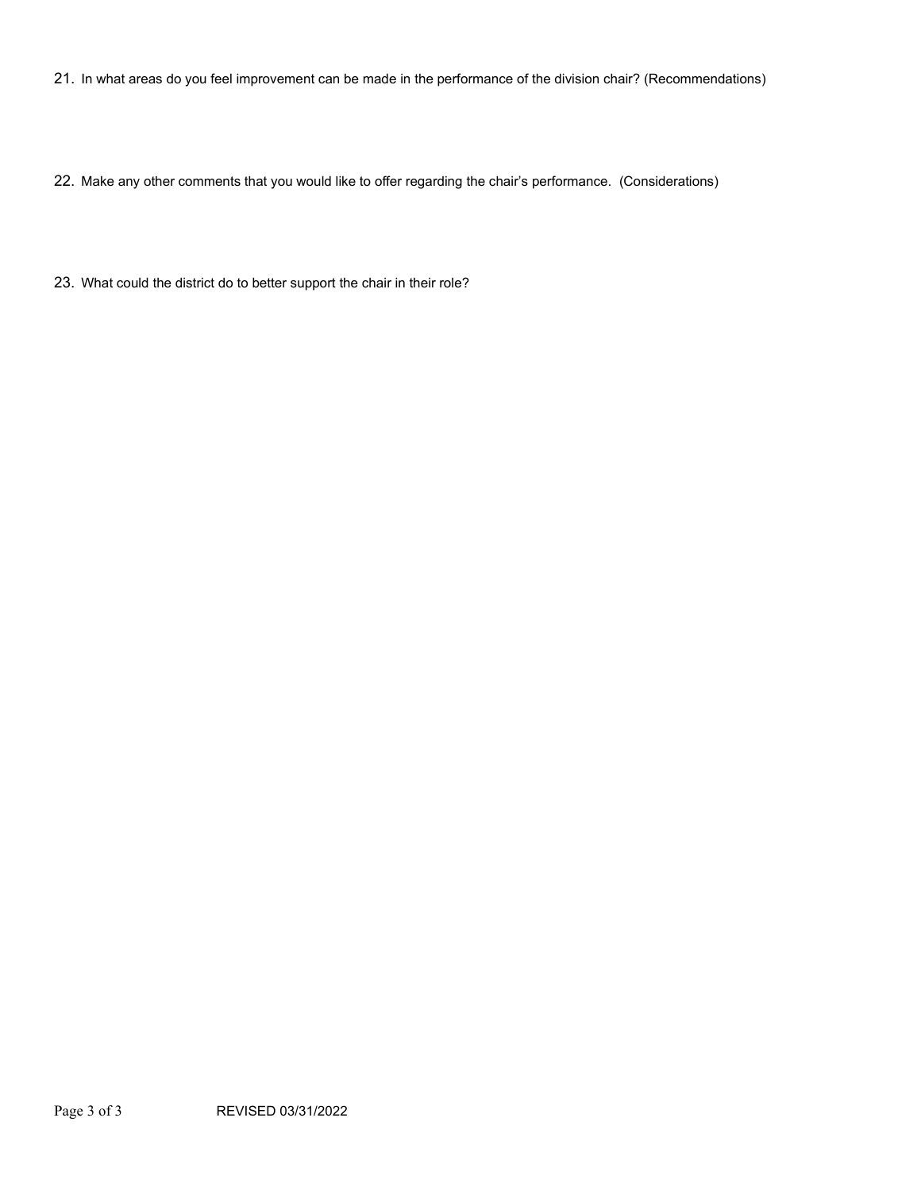21. In what areas do you feel improvement can be made in the performance of the division chair? (Recommendations)

22. Make any other comments that you would like to offer regarding the chair's performance. (Considerations)

23. What could the district do to better support the chair in their role?

REVISED 03/31/2022